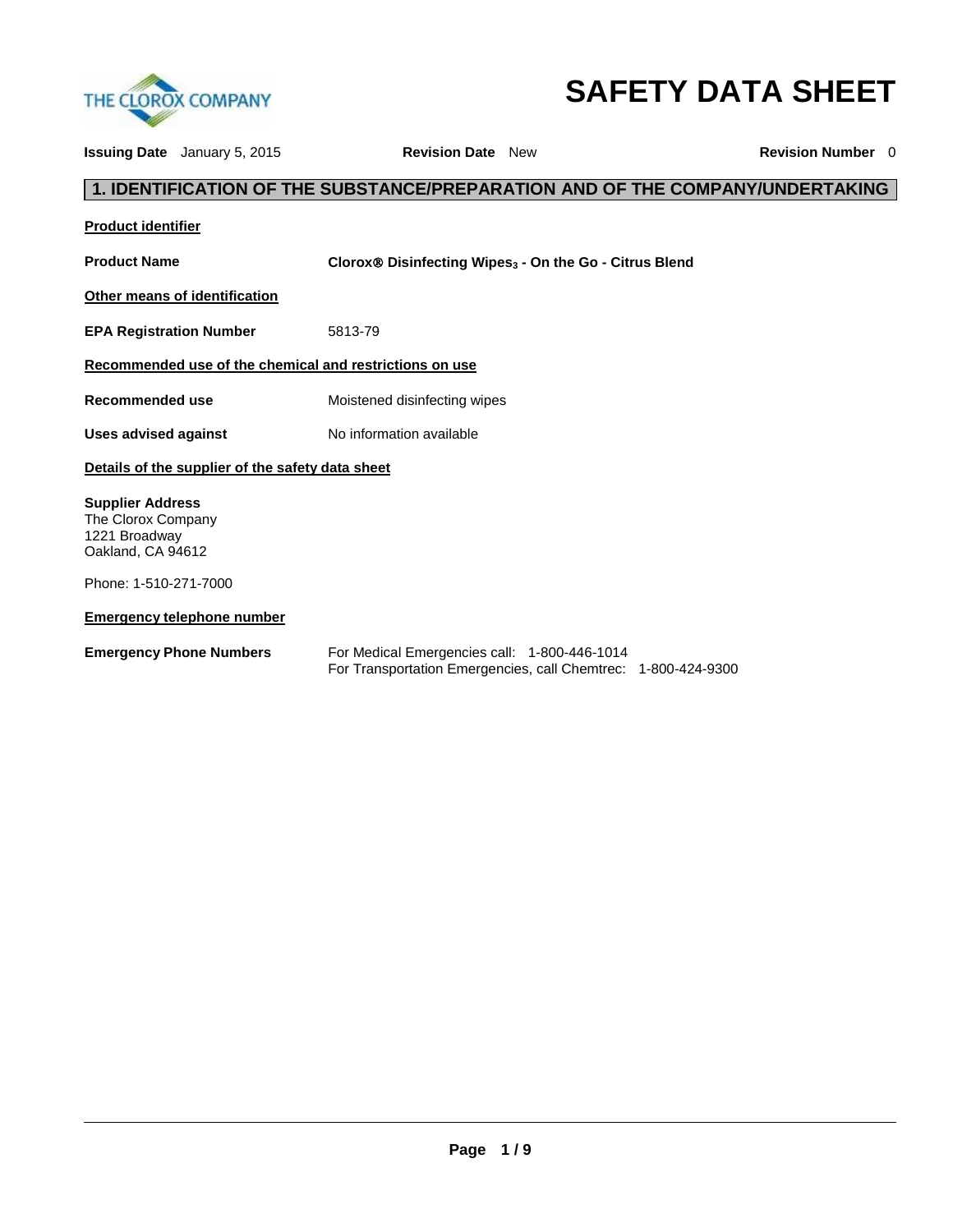# SAFETY DATA SHEET

**Issuing Date** January 5, 2015 **Revision Date** New **Revision Number** 0

## 1. IDENTIFICATION OF THE SUBSTANCE/PREPARATION AND OF THE COMPANY/UNDERTAKING

**Product identifier**

**Product Name** **Clorox® Disinfecting Wipes$_3$ - On the Go - Citrus Blend**

**Other means of identification**

**EPA Registration Number** 5813-79

**Recommended use of the chemical and restrictions on use**

**Recommended use** Moistened disinfecting wipes

**Uses advised against** No information available

**Details of the supplier of the safety data sheet**

**Supplier Address**
The Clorox Company
1221 Broadway
Oakland, CA 94612

Phone: 1-510-271-7000

**Emergency telephone number**

**Emergency Phone Numbers** For Medical Emergencies call: 1-800-446-1014
For Transportation Emergencies, call Chemtrec: 1-800-424-9300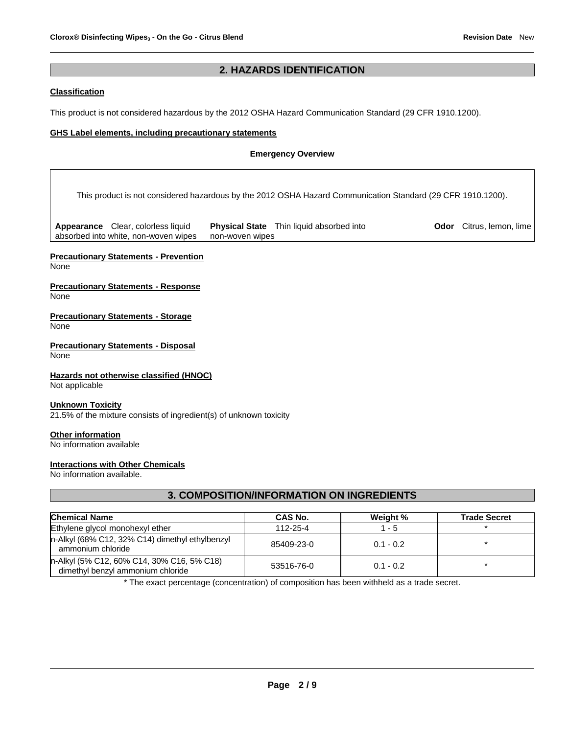## 2. HAZARDS IDENTIFICATION

**Classification**

This product is not considered hazardous by the 2012 OSHA Hazard Communication Standard (29 CFR 1910.1200).

**GHS Label elements, including precautionary statements**

**Emergency Overview**

This product is not considered hazardous by the 2012 OSHA Hazard Communication Standard (29 CFR 1910.1200).

| **Appearance** Clear, colorless liquid absorbed into white, non-woven wipes | **Physical State** Thin liquid absorbed into non-woven wipes | **Odor** Citrus, lemon, lime |
|---|---|---|

**Precautionary Statements - Prevention**
None

**Precautionary Statements - Response**
None

**Precautionary Statements - Storage**
None

**Precautionary Statements - Disposal**
None

**Hazards not otherwise classified (HNOC)**
Not applicable

**Unknown Toxicity**
21.5% of the mixture consists of ingredient(s) of unknown toxicity

**Other information**
No information available

**Interactions with Other Chemicals**
No information available.

## 3. COMPOSITION/INFORMATION ON INGREDIENTS

| Chemical Name | CAS No. | Weight % | Trade Secret |
|---|---|---|---|
| Ethylene glycol monohexyl ether | 112-25-4 | 1 - 5 | * |
| n-Alkyl (68% C12, 32% C14) dimethyl ethylbenzyl ammonium chloride | 85409-23-0 | 0.1 - 0.2 | * |
| n-Alkyl (5% C12, 60% C14, 30% C16, 5% C18) dimethyl benzyl ammonium chloride | 53516-76-0 | 0.1 - 0.2 | * |

* The exact percentage (concentration) of composition has been withheld as a trade secret.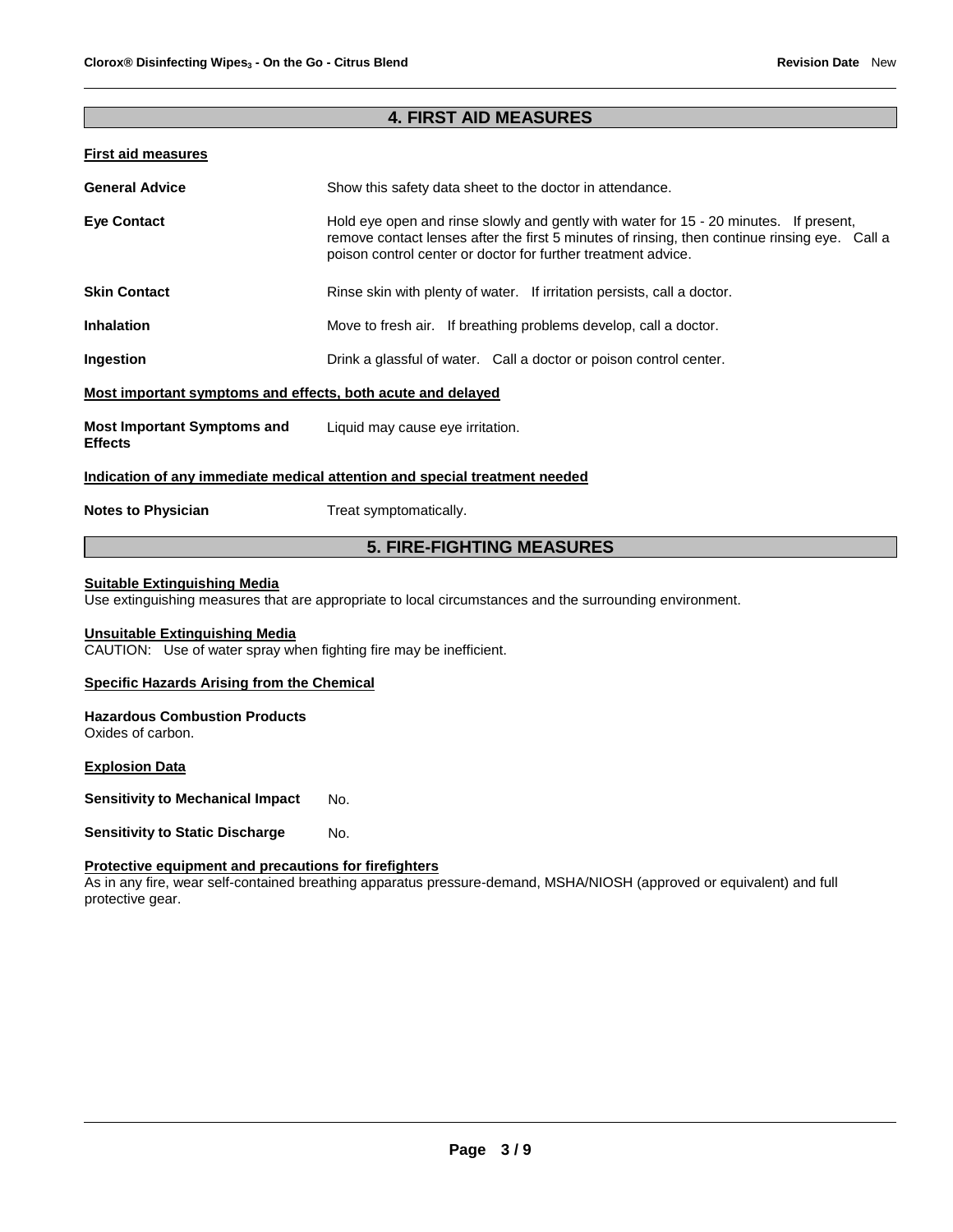## 4. FIRST AID MEASURES

**First aid measures**

| | |
|---|---|
| **General Advice** | Show this safety data sheet to the doctor in attendance. |
| **Eye Contact** | Hold eye open and rinse slowly and gently with water for 15 - 20 minutes. If present, remove contact lenses after the first 5 minutes of rinsing, then continue rinsing eye. Call a poison control center or doctor for further treatment advice. |
| **Skin Contact** | Rinse skin with plenty of water. If irritation persists, call a doctor. |
| **Inhalation** | Move to fresh air. If breathing problems develop, call a doctor. |
| **Ingestion** | Drink a glassful of water. Call a doctor or poison control center. |

**Most important symptoms and effects, both acute and delayed**

| | |
|---|---|
| **Most Important Symptoms and Effects** | Liquid may cause eye irritation. |

**Indication of any immediate medical attention and special treatment needed**

| | |
|---|---|
| **Notes to Physician** | Treat symptomatically. |

## 5. FIRE-FIGHTING MEASURES

**Suitable Extinguishing Media**

Use extinguishing measures that are appropriate to local circumstances and the surrounding environment.

**Unsuitable Extinguishing Media**

CAUTION: Use of water spray when fighting fire may be inefficient.

**Specific Hazards Arising from the Chemical**

**Hazardous Combustion Products**

Oxides of carbon.

**Explosion Data**

| | |
|---|---|
| **Sensitivity to Mechanical Impact** | No. |
| **Sensitivity to Static Discharge** | No. |

**Protective equipment and precautions for firefighters**

As in any fire, wear self-contained breathing apparatus pressure-demand, MSHA/NIOSH (approved or equivalent) and full protective gear.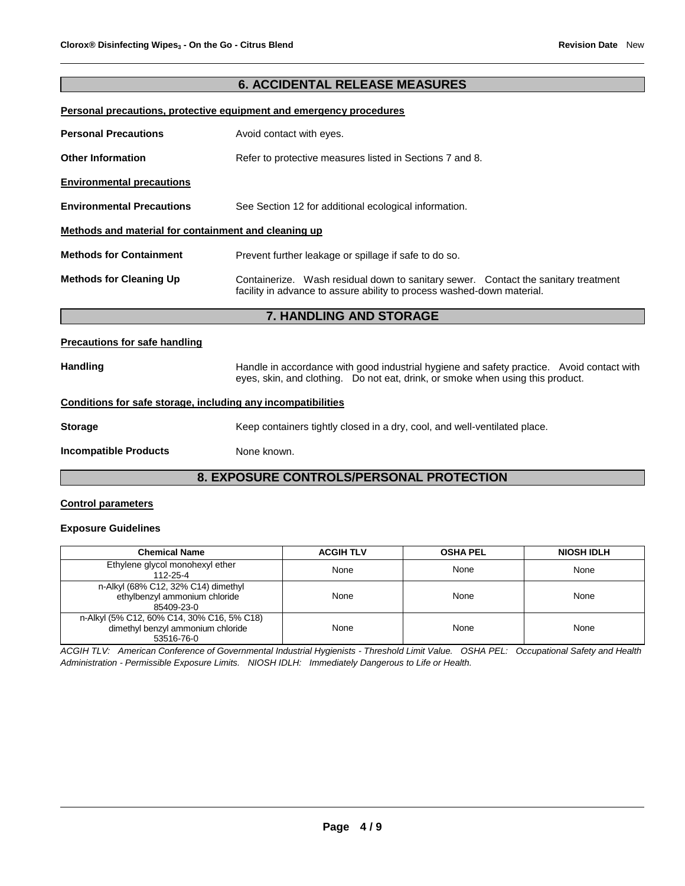## 6. ACCIDENTAL RELEASE MEASURES

**Personal precautions, protective equipment and emergency procedures**

**Personal Precautions** Avoid contact with eyes.

**Other Information** Refer to protective measures listed in Sections 7 and 8.

**Environmental precautions**

**Environmental Precautions** See Section 12 for additional ecological information.

**Methods and material for containment and cleaning up**

**Methods for Containment** Prevent further leakage or spillage if safe to do so.

**Methods for Cleaning Up** Containerize. Wash residual down to sanitary sewer. Contact the sanitary treatment facility in advance to assure ability to process washed-down material.

## 7. HANDLING AND STORAGE

**Precautions for safe handling**

**Handling** Handle in accordance with good industrial hygiene and safety practice. Avoid contact with eyes, skin, and clothing. Do not eat, drink, or smoke when using this product.

**Conditions for safe storage, including any incompatibilities**

**Storage** Keep containers tightly closed in a dry, cool, and well-ventilated place.

**Incompatible Products** None known.

## 8. EXPOSURE CONTROLS/PERSONAL PROTECTION

**Control parameters**

**Exposure Guidelines**

| Chemical Name | ACGIH TLV | OSHA PEL | NIOSH IDLH |
|---|---|---|---|
| Ethylene glycol monohexyl ether 112-25-4 | None | None | None |
| n-Alkyl (68% C12, 32% C14) dimethyl ethylbenzyl ammonium chloride 85409-23-0 | None | None | None |
| n-Alkyl (5% C12, 60% C14, 30% C16, 5% C18) dimethyl benzyl ammonium chloride 53516-76-0 | None | None | None |

*ACGIH TLV: American Conference of Governmental Industrial Hygienists - Threshold Limit Value. OSHA PEL: Occupational Safety and Health Administration - Permissible Exposure Limits. NIOSH IDLH: Immediately Dangerous to Life or Health.*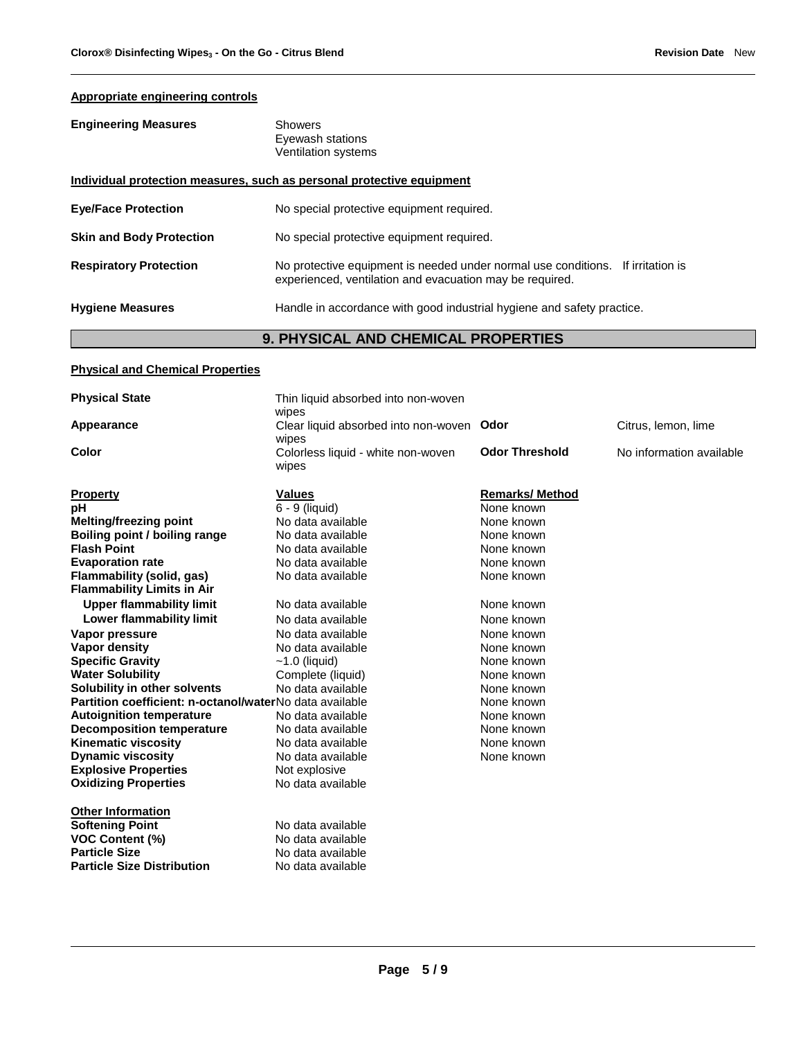**Appropriate engineering controls**

| | |
|---|---|
| **Engineering Measures** | Showers<br>Eyewash stations<br>Ventilation systems |

**Individual protection measures, such as personal protective equipment**

| | |
|---|---|
| **Eye/Face Protection** | No special protective equipment required. |
| **Skin and Body Protection** | No special protective equipment required. |
| **Respiratory Protection** | No protective equipment is needed under normal use conditions. If irritation is experienced, ventilation and evacuation may be required. |
| **Hygiene Measures** | Handle in accordance with good industrial hygiene and safety practice. |

## 9. PHYSICAL AND CHEMICAL PROPERTIES

**Physical and Chemical Properties**

| | | | |
|---|---|---|---|
| **Physical State** | Thin liquid absorbed into non-woven wipes | | |
| **Appearance** | Clear liquid absorbed into non-woven wipes | **Odor** | Citrus, lemon, lime |
| **Color** | Colorless liquid - white non-woven wipes | **Odor Threshold** | No information available |

| **Property** | **Values** | **Remarks/ Method** |
|---|---|---|
| **pH** | 6 - 9 (liquid) | None known |
| **Melting/freezing point** | No data available | None known |
| **Boiling point / boiling range** | No data available | None known |
| **Flash Point** | No data available | None known |
| **Evaporation rate** | No data available | None known |
| **Flammability (solid, gas)** | No data available | None known |
| **Flammability Limits in Air** | | |
| **Upper flammability limit** | No data available | None known |
| **Lower flammability limit** | No data available | None known |
| **Vapor pressure** | No data available | None known |
| **Vapor density** | No data available | None known |
| **Specific Gravity** | ~1.0 (liquid) | None known |
| **Water Solubility** | Complete (liquid) | None known |
| **Solubility in other solvents** | No data available | None known |
| **Partition coefficient: n-octanol/water** | No data available | None known |
| **Autoignition temperature** | No data available | None known |
| **Decomposition temperature** | No data available | None known |
| **Kinematic viscosity** | No data available | None known |
| **Dynamic viscosity** | No data available | None known |
| **Explosive Properties** | Not explosive | |
| **Oxidizing Properties** | No data available | |

**Other Information**

| | |
|---|---|
| **Softening Point** | No data available |
| **VOC Content (%)** | No data available |
| **Particle Size** | No data available |
| **Particle Size Distribution** | No data available |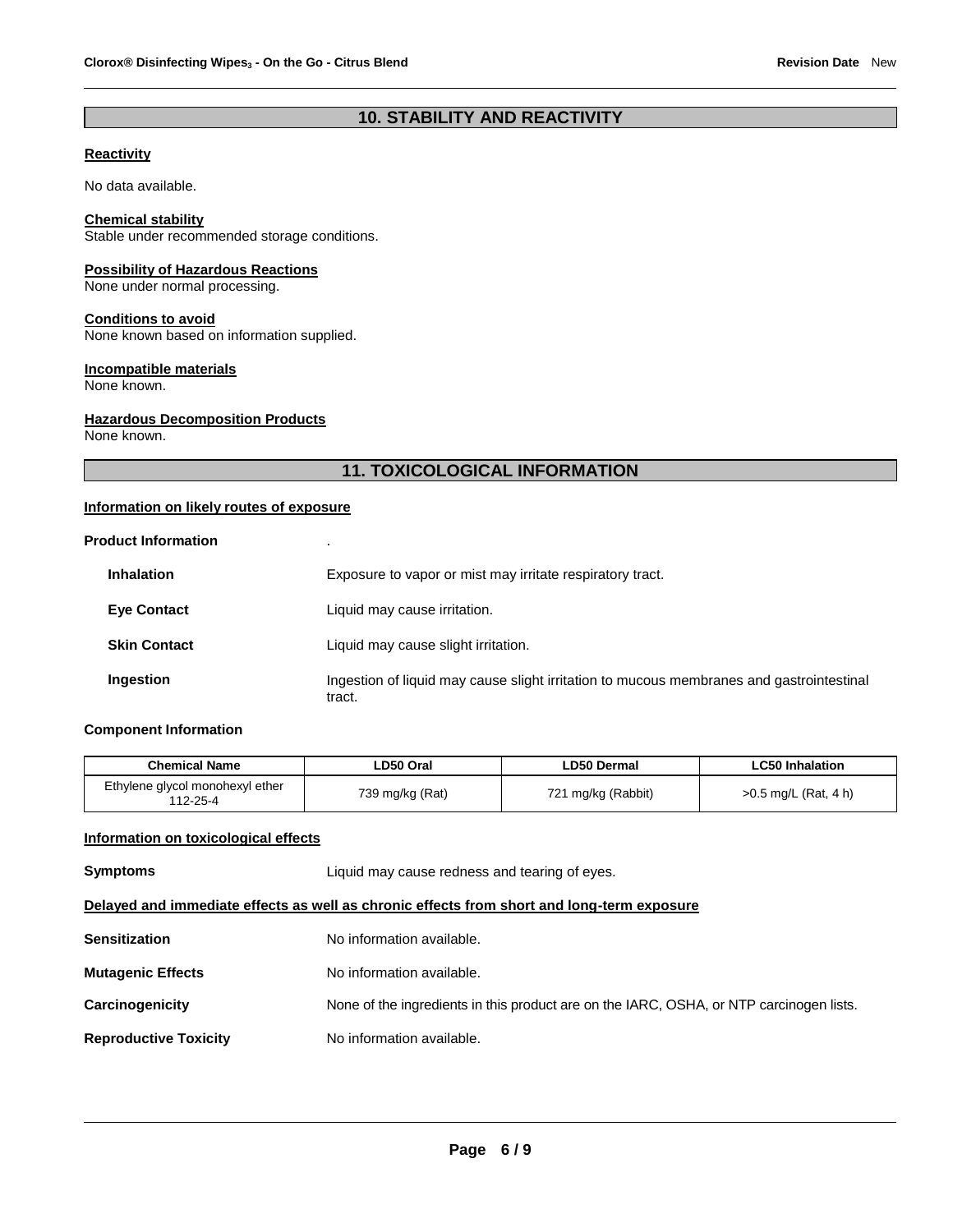## 10. STABILITY AND REACTIVITY

**Reactivity**

No data available.

**Chemical stability**

Stable under recommended storage conditions.

**Possibility of Hazardous Reactions**

None under normal processing.

**Conditions to avoid**

None known based on information supplied.

**Incompatible materials**

None known.

**Hazardous Decomposition Products**

None known.

## 11. TOXICOLOGICAL INFORMATION

**Information on likely routes of exposure**

**Product Information** .

**Inhalation** Exposure to vapor or mist may irritate respiratory tract.

**Eye Contact** Liquid may cause irritation.

**Skin Contact** Liquid may cause slight irritation.

**Ingestion** Ingestion of liquid may cause slight irritation to mucous membranes and gastrointestinal tract.

**Component Information**

| Chemical Name | LD50 Oral | LD50 Dermal | LC50 Inhalation |
|---|---|---|---|
| Ethylene glycol monohexyl ether 112-25-4 | 739 mg/kg (Rat) | 721 mg/kg (Rabbit) | >0.5 mg/L (Rat, 4 h) |

**Information on toxicological effects**

**Symptoms** Liquid may cause redness and tearing of eyes.

**Delayed and immediate effects as well as chronic effects from short and long-term exposure**

**Sensitization** No information available.

**Mutagenic Effects** No information available.

**Carcinogenicity** None of the ingredients in this product are on the IARC, OSHA, or NTP carcinogen lists.

**Reproductive Toxicity** No information available.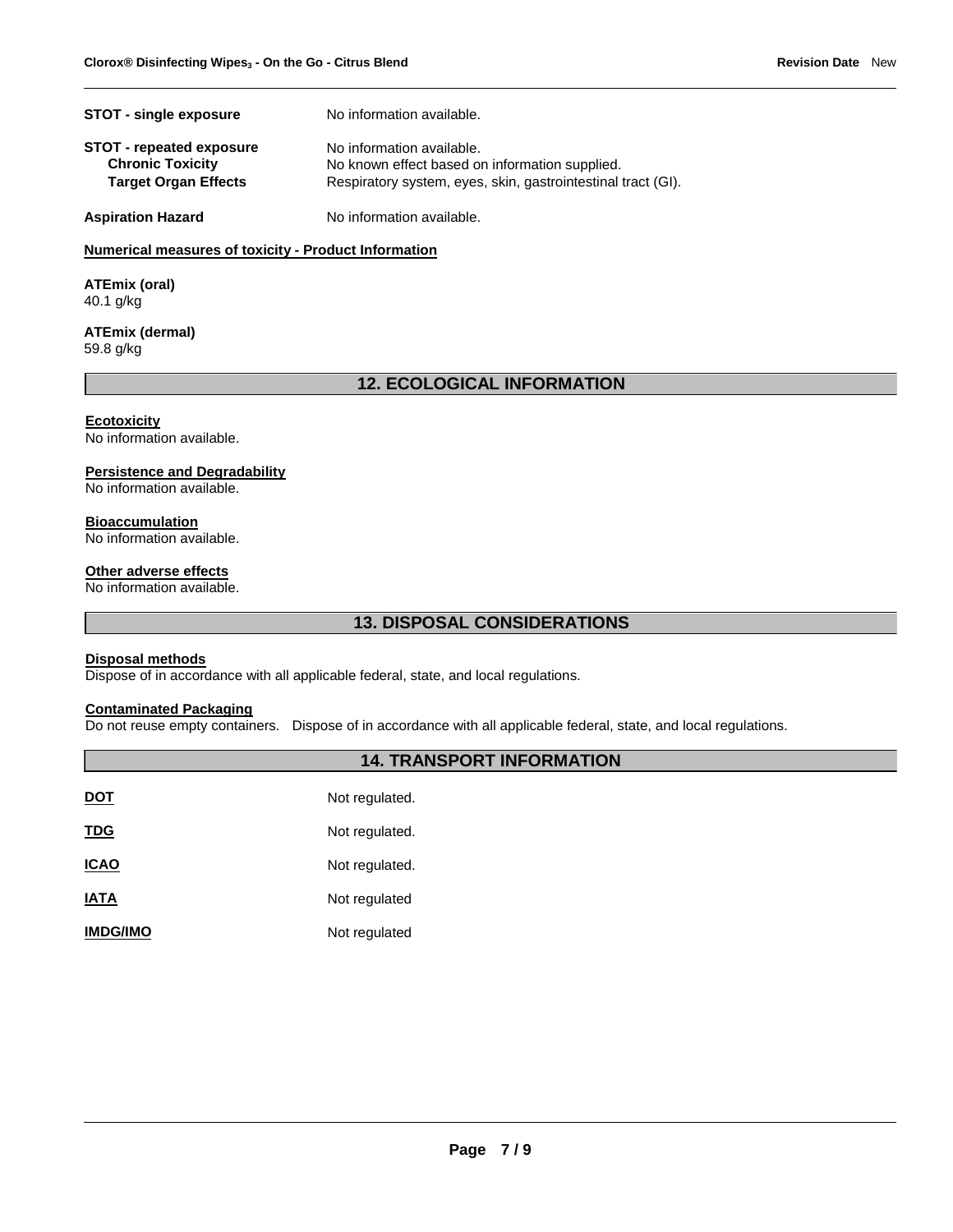**STOT - single exposure** No information available.

**STOT - repeated exposure** No information available.
**Chronic Toxicity** No known effect based on information supplied.
**Target Organ Effects** Respiratory system, eyes, skin, gastrointestinal tract (GI).

**Aspiration Hazard** No information available.

**Numerical measures of toxicity - Product Information**

**ATEmix (oral)**
40.1 g/kg

**ATEmix (dermal)**
59.8 g/kg

## 12. ECOLOGICAL INFORMATION

**Ecotoxicity**
No information available.

**Persistence and Degradability**
No information available.

**Bioaccumulation**
No information available.

**Other adverse effects**
No information available.

## 13. DISPOSAL CONSIDERATIONS

**Disposal methods**
Dispose of in accordance with all applicable federal, state, and local regulations.

**Contaminated Packaging**
Do not reuse empty containers. Dispose of in accordance with all applicable federal, state, and local regulations.

## 14. TRANSPORT INFORMATION

| | |
|---|---|
| **DOT** | Not regulated. |
| **TDG** | Not regulated. |
| **ICAO** | Not regulated. |
| **IATA** | Not regulated |
| **IMDG/IMO** | Not regulated |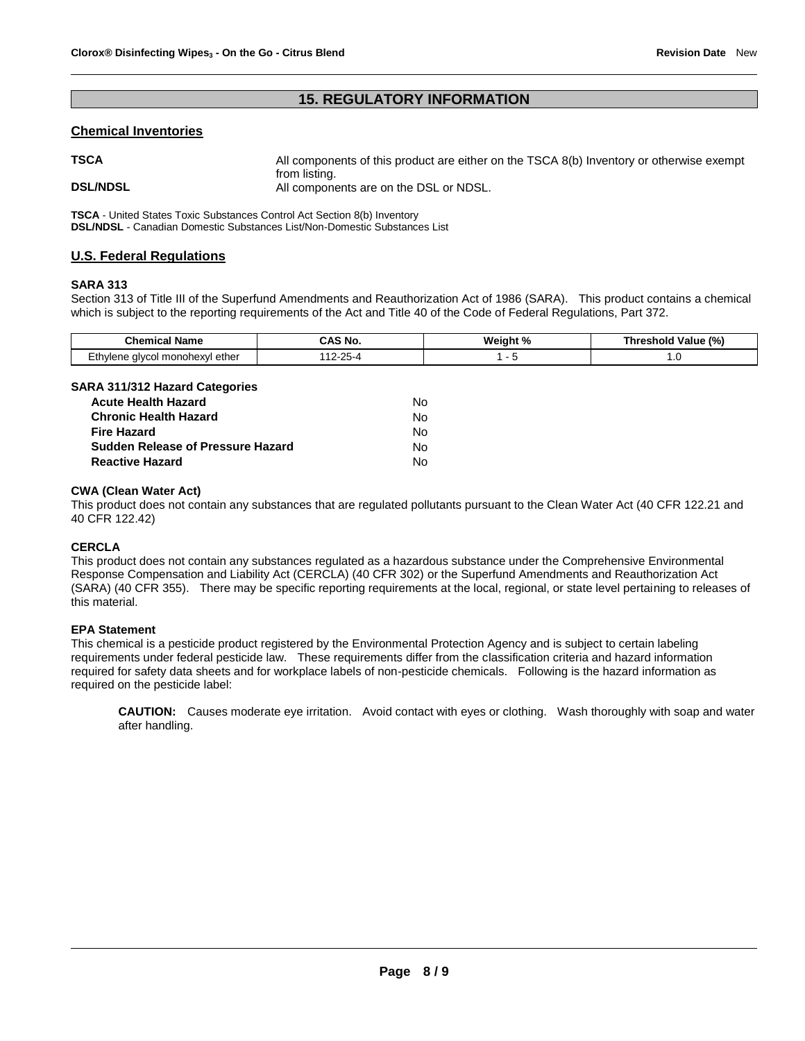## 15. REGULATORY INFORMATION

### Chemical Inventories

**TSCA** All components of this product are either on the TSCA 8(b) Inventory or otherwise exempt from listing.

**DSL/NDSL** All components are on the DSL or NDSL.

**TSCA** - United States Toxic Substances Control Act Section 8(b) Inventory
**DSL/NDSL** - Canadian Domestic Substances List/Non-Domestic Substances List

### U.S. Federal Regulations

**SARA 313**

Section 313 of Title III of the Superfund Amendments and Reauthorization Act of 1986 (SARA). This product contains a chemical which is subject to the reporting requirements of the Act and Title 40 of the Code of Federal Regulations, Part 372.

| Chemical Name | CAS No. | Weight % | Threshold Value (%) |
|---|---|---|---|
| Ethylene glycol monohexyl ether | 112-25-4 | 1 - 5 | 1.0 |

**SARA 311/312 Hazard Categories**

| | |
|---|---|
| **Acute Health Hazard** | No |
| **Chronic Health Hazard** | No |
| **Fire Hazard** | No |
| **Sudden Release of Pressure Hazard** | No |
| **Reactive Hazard** | No |

**CWA (Clean Water Act)**

This product does not contain any substances that are regulated pollutants pursuant to the Clean Water Act (40 CFR 122.21 and 40 CFR 122.42)

**CERCLA**

This product does not contain any substances regulated as a hazardous substance under the Comprehensive Environmental Response Compensation and Liability Act (CERCLA) (40 CFR 302) or the Superfund Amendments and Reauthorization Act (SARA) (40 CFR 355). There may be specific reporting requirements at the local, regional, or state level pertaining to releases of this material.

**EPA Statement**

This chemical is a pesticide product registered by the Environmental Protection Agency and is subject to certain labeling requirements under federal pesticide law. These requirements differ from the classification criteria and hazard information required for safety data sheets and for workplace labels of non-pesticide chemicals. Following is the hazard information as required on the pesticide label:

**CAUTION:** Causes moderate eye irritation. Avoid contact with eyes or clothing. Wash thoroughly with soap and water after handling.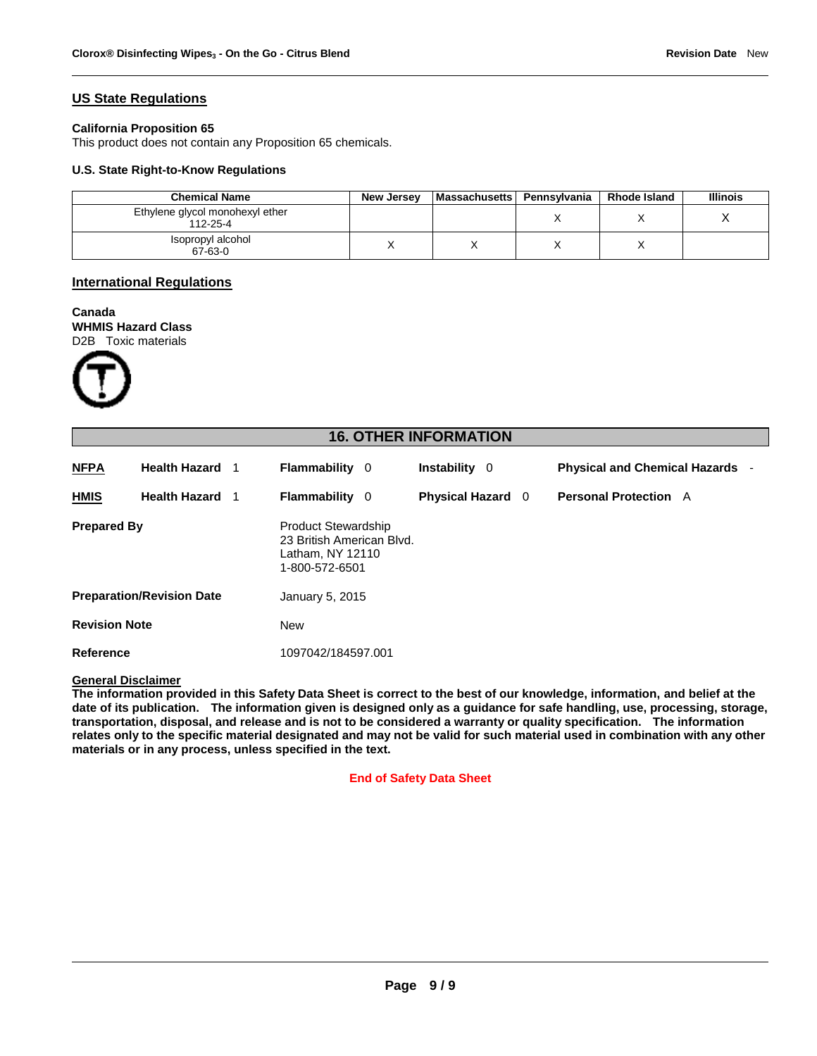## US State Regulations

**California Proposition 65**
This product does not contain any Proposition 65 chemicals.

**U.S. State Right-to-Know Regulations**

| Chemical Name | New Jersey | Massachusetts | Pennsylvania | Rhode Island | Illinois |
|---|---|---|---|---|---|
| Ethylene glycol monohexyl ether 112-25-4 | | | X | X | X |
| Isopropyl alcohol 67-63-0 | X | X | X | X | |

## International Regulations

**Canada**
**WHMIS Hazard Class**
D2B Toxic materials

## 16. OTHER INFORMATION

| | | | | |
|---|---|---|---|---|
| **NFPA** | **Health Hazard** 1 | **Flammability** 0 | **Instability** 0 | **Physical and Chemical Hazards** - |
| **HMIS** | **Health Hazard** 1 | **Flammability** 0 | **Physical Hazard** 0 | **Personal Protection** A |

**Prepared By**
Product Stewardship
23 British American Blvd.
Latham, NY 12110
1-800-572-6501

**Preparation/Revision Date** January 5, 2015

**Revision Note** New

**Reference** 1097042/184597.001

**General Disclaimer**
**The information provided in this Safety Data Sheet is correct to the best of our knowledge, information, and belief at the date of its publication. The information given is designed only as a guidance for safe handling, use, processing, storage, transportation, disposal, and release and is not to be considered a warranty or quality specification. The information relates only to the specific material designated and may not be valid for such material used in combination with any other materials or in any process, unless specified in the text.**

**End of Safety Data Sheet**